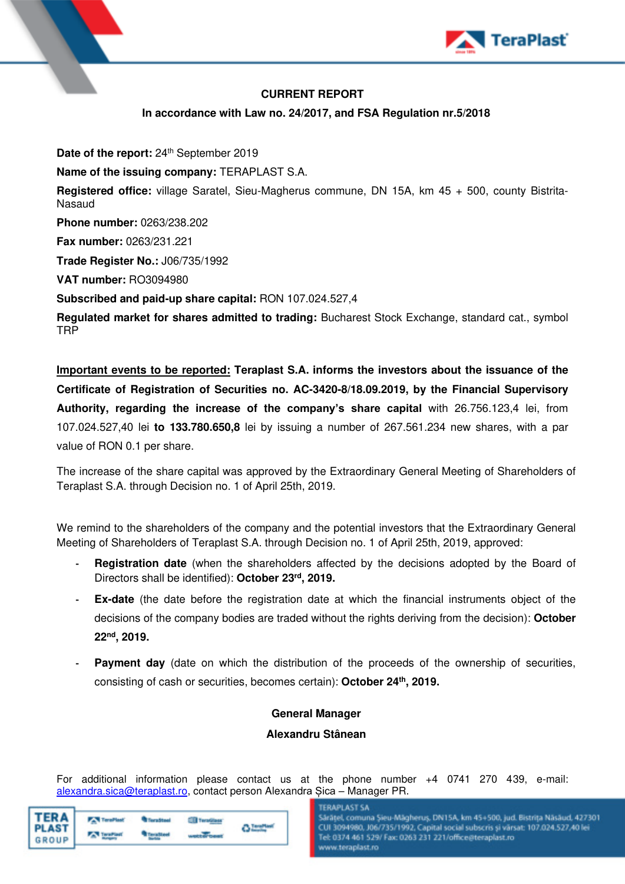# CURRENT REPORT

## In accordance with Law no. 24/2017, and FSA Regulation nr.5/2018

**Date of the report:** 24th September 2019

**Name of the issuing company:** TERAPLAST S.A.

**Registered office:** village Saratel, Sieu-Magherus commune, DN 15A, km 45 + 500, county Bistrita-Nasaud

**Phone number:** 0263/238.202

**Fax number:** 0263/231.221

**Trade Register No.:** J06/735/1992

**VAT number:** RO3094980

**Subscribed and paid-up share capital:** RON 107.024.527,4

**Regulated market for shares admitted to trading:** Bucharest Stock Exchange, standard cat., symbol TRP

<u>**Important events to be reported:**</u> **Teraplast S.A. informs the investors about the issuance of the Certificate of Registration of Securities no. AC-3420-8/18.09.2019, by the Financial Supervisory Authority, regarding the increase of the company's share capital** with 26.756.123,4 lei, from 107.024.527,40 lei **to 133.780.650,8** lei by issuing a number of 267.561.234 new shares, with a par value of RON 0.1 per share.

The increase of the share capital was approved by the Extraordinary General Meeting of Shareholders of Teraplast S.A. through Decision no. 1 of April 25th, 2019.

We remind to the shareholders of the company and the potential investors that the Extraordinary General Meeting of Shareholders of Teraplast S.A. through Decision no. 1 of April 25th, 2019, approved:

- **Registration date** (when the shareholders affected by the decisions adopted by the Board of Directors shall be identified): **October 23rd, 2019.**
- **Ex-date** (the date before the registration date at which the financial instruments object of the decisions of the company bodies are traded without the rights deriving from the decision): **October 22nd, 2019.**
- **Payment day** (date on which the distribution of the proceeds of the ownership of securities, consisting of cash or securities, becomes certain): **October 24th, 2019.**

**General Manager**

**Alexandru Stânean**

For additional information please contact us at the phone number +4 0741 270 439, e-mail: alexandra.sica@teraplast.ro, contact person Alexandra Șica – Manager PR.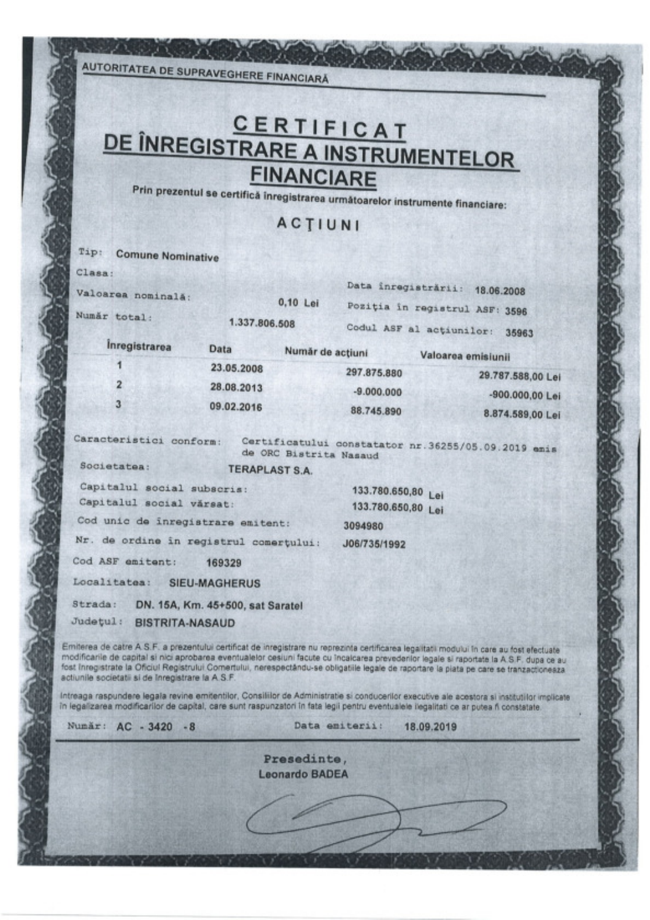AUTORITATEA DE SUPRAVEGHERE FINANCIARĂ

# CERTIFICAT DE ÎNREGISTRARE A INSTRUMENTELOR FINANCIARE

Prin prezentul se certifică înregistrarea următoarelor instrumente financiare:

## ACȚIUNI

Tip: **Comune Nominative**

Clasa:

Valoarea nominală: 0,10 Lei

Număr total: 1.337.806.508

Data înregistrării: 18.06.2008

Poziția în registrul ASF: 3596

Codul ASF al acțiunilor: 35963

| Înregistrarea | Data | Număr de acțiuni | Valoarea emisiunii |
|---|---|---|---|
| 1 | 23.05.2008 | 297.875.880 | 29.787.588,00 Lei |
| 2 | 28.08.2013 | -9.000.000 | -900.000,00 Lei |
| 3 | 09.02.2016 | 88.745.890 | 8.874.589,00 Lei |

Caracteristici conform: Certificatului constatator nr.36255/05.09.2019 emis de ORC Bistrita Nasaud

Societatea: **TERAPLAST S.A.**

Capitalul social subscris: 133.780.650,80 Lei

Capitalul social vărsat: 133.780.650,80 Lei

Cod unic de înregistrare emitent: 3094980

Nr. de ordine în registrul comerțului: J06/735/1992

Cod ASF emitent: 169329

Localitatea: SIEU-MAGHERUS

Strada: DN. 15A, Km. 45+500, sat Saratel

Județul: BISTRITA-NASAUD

Emiterea de catre A.S.F. a prezentului certificat de inregistrare nu reprezinta certificarea legalitatii modului în care au fost efectuate modificarile de capital si nici aprobarea eventualelor cesiuni facute cu încalcarea prevederilor legale si raportate la A.S.F. dupa ce au fost înregistrate la Oficiul Registrului Comertului, nerespectându-se obligatiile legale de raportare la piata pe care se tranzactioneaza actiunile societatii si de înregistrare la A.S.F.

Intreaga raspundere legala revine emitentilor, Consiliilor de Administratie si conducerilor executive ale acestora si institutiilor implicate în legalizarea modificarilor de capital, care sunt raspunzatori în fata legii pentru eventualele ilegalitati ce ar putea fi constatate.

Număr: AC - 3420 - 8

Data emiterii: 18.09.2019

Presedinte,
Leonardo BADEA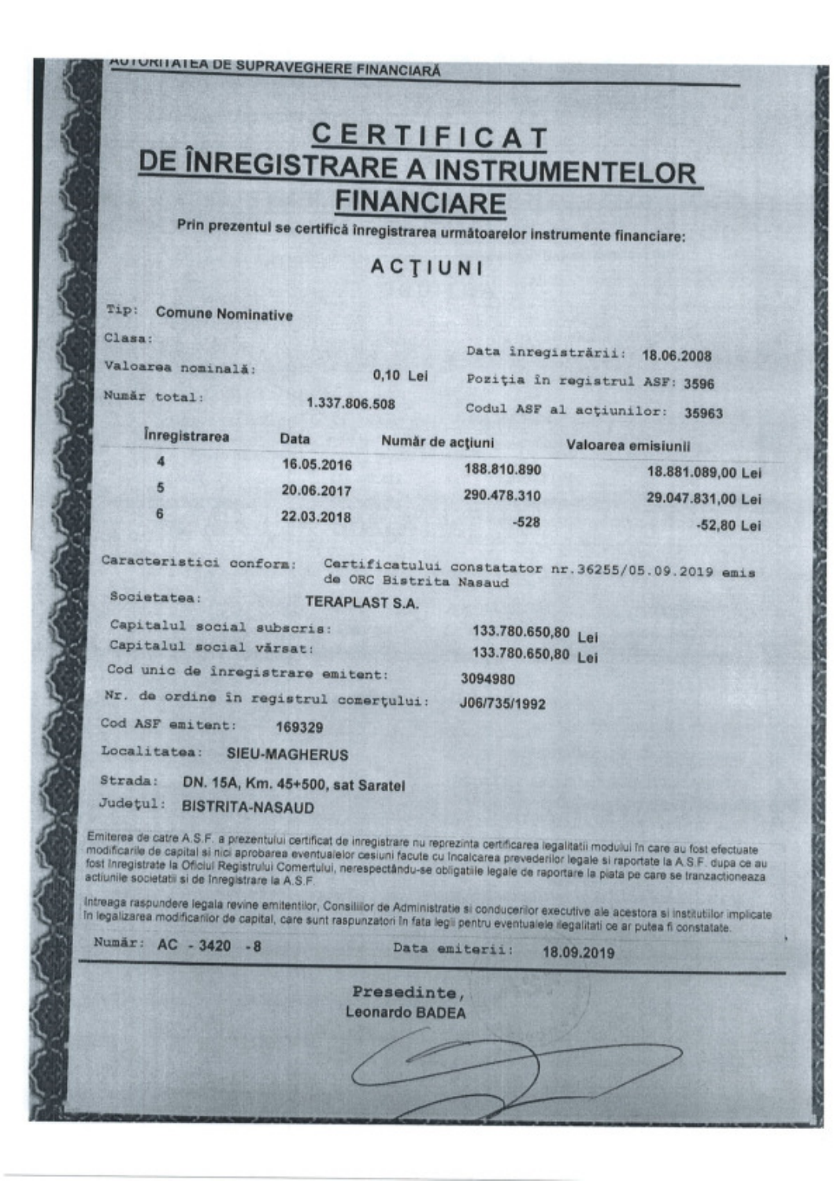AUTORITATEA DE SUPRAVEGHERE FINANCIARĂ

# CERTIFICAT DE ÎNREGISTRARE A INSTRUMENTELOR FINANCIARE

**Prin prezentul se certifică înregistrarea următoarelor instrumente financiare:**

## ACŢIUNI

Tip: **Comune Nominative**

Clasa:

Valoarea nominală: **0,10 Lei**

Număr total: **1.337.806.508**

Data înregistrării: **18.06.2008**

Poziţia în registrul ASF: **3596**

Codul ASF al acţiunilor: **35963**

| Înregistrarea | Data | Număr de acţiuni | Valoarea emisiunii |
|---|---|---|---|
| 4 | 16.05.2016 | 188.810.890 | 18.881.089,00 Lei |
| 5 | 20.06.2017 | 290.478.310 | 29.047.831,00 Lei |
| 6 | 22.03.2018 | -528 | -52,80 Lei |

Caracteristici conform: Certificatului constatator nr.36255/05.09.2019 emis de ORC Bistrita Nasaud

Societatea: **TERAPLAST S.A.**

Capitalul social subscris: **133.780.650,80 Lei**

Capitalul social vărsat: **133.780.650,80 Lei**

Cod unic de înregistrare emitent: **3094980**

Nr. de ordine în registrul comerţului: **J06/735/1992**

Cod ASF emitent: **169329**

Localitatea: **SIEU-MAGHERUS**

Strada: **DN. 15A, Km. 45+500, sat Saratel**

Judeţul: **BISTRITA-NASAUD**

Emiterea de catre A.S.F. a prezentului certificat de inregistrare nu reprezinta certificarea legalitatii modului in care au fost efectuate modificarile de capital si nici aprobarea eventualelor cesiuni facute cu incalcarea prevederilor legale si raportate la A.S.F. dupa ce au fost inregistrate la Oficiul Registrului Comertului, nerespectându-se obligatiile legale de raportare la piata pe care se tranzactioneaza actiunile societatii si de inregistrare la A.S.F.

Intreaga raspundere legala revine emitentilor, Consiliilor de Administratie si conducerilor executive ale acestora si institutiilor implicate in legalizarea modificarilor de capital, care sunt raspunzatori în fata legii pentru eventualele ilegalitati ce ar putea fi constatate.

Număr: **AC - 3420 - 8**

Data emiterii: **18.09.2019**

**Presedinte,**
**Leonardo BADEA**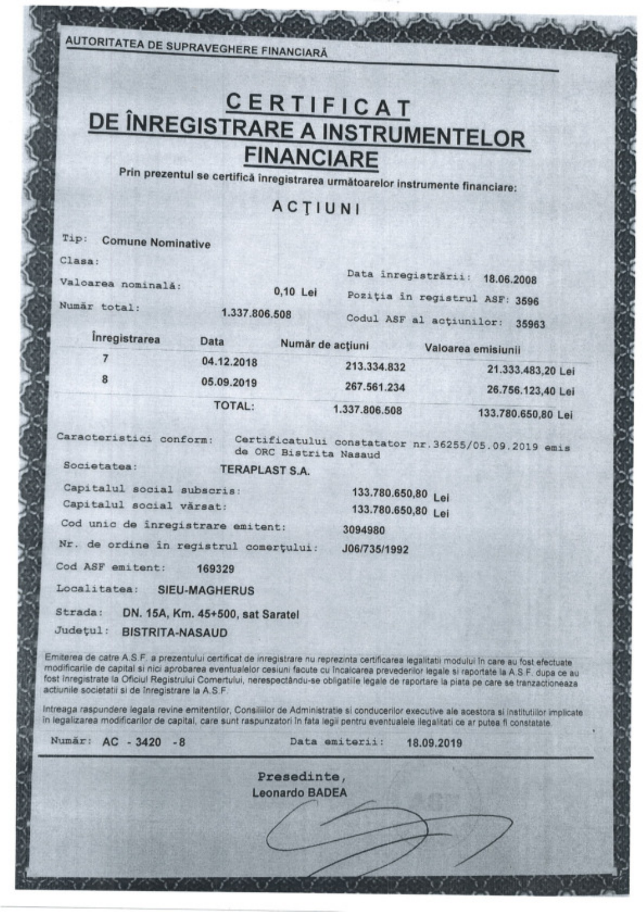AUTORITATEA DE SUPRAVEGHERE FINANCIARĂ

# CERTIFICAT DE ÎNREGISTRARE A INSTRUMENTELOR FINANCIARE

**Prin prezentul se certifică înregistrarea următoarelor instrumente financiare:**

## ACȚIUNI

Tip: **Comune Nominative**

Clasa:

Valoarea nominală: 0,10 Lei

Număr total: 1.337.806.508

Data înregistrării: 18.06.2008

Poziția în registrul ASF: 3596

Codul ASF al acțiunilor: 35963

| Înregistrarea | Data | Număr de acțiuni | Valoarea emisiunii |
|---|---|---|---|
| 7 | 04.12.2018 | 213.334.832 | 21.333.483,20 Lei |
| 8 | 05.09.2019 | 267.561.234 | 26.756.123,40 Lei |
| | TOTAL: | 1.337.806.508 | 133.780.650,80 Lei |

Caracteristici conform: Certificatului constatator nr.36255/05.09.2019 emis de ORC Bistrita Nasaud

Societatea: TERAPLAST S.A.

Capitalul social subscris: 133.780.650,80 Lei

Capitalul social vărsat: 133.780.650,80 Lei

Cod unic de înregistrare emitent: 3094980

Nr. de ordine în registrul comerțului: J06/735/1992

Cod ASF emitent: 169329

Localitatea: SIEU-MAGHERUS

Strada: DN. 15A, Km. 45+500, sat Saratel

Județul: BISTRITA-NASAUD

Emiterea de catre A.S.F. a prezentului certificat de inregistrare nu reprezinta certificarea legalitatii modului în care au fost efectuate modificarile de capital si nici aprobarea eventualelor cesiuni facute cu încalcarea prevederilor legale si raportate la A.S.F. dupa ce au fost înregistrate la Oficiul Registrului Comertului, nerespectându-se obligatiile legale de raportare la piata pe care se tranzactioneaza actiunile societatii si de înregistrare la A.S.F.

Intreaga raspundere legala revine emitentilor, Consiliilor de Administratie si conducerilor executive ale acestora si institutiilor implicate în legalizarea modificarilor de capital, care sunt raspunzatori în fata legii pentru eventualele ilegalitati ce ar putea fi constatate.

Număr: AC - 3420 - 8

Data emiterii: 18.09.2019

Presedinte,
Leonardo BADEA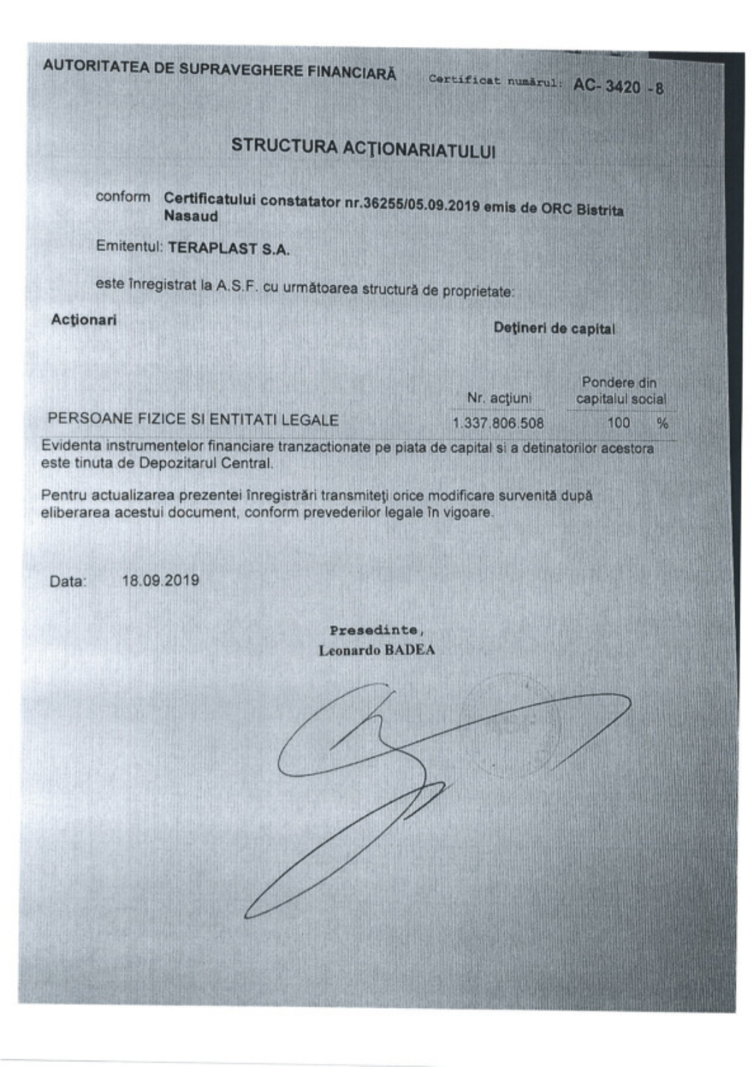AUTORITATEA DE SUPRAVEGHERE FINANCIARĂ

Certificat numărul: AC- 3420 -8

## STRUCTURA ACŢIONARIATULUI

conform **Certificatului constatator nr.36255/05.09.2019 emis de ORC Bistrita Nasaud**

Emitentul: **TERAPLAST S.A.**

este înregistrat la A.S.F. cu următoarea structură de proprietate:

| **Acţionari** | **Deţineri de capital** | |
|---|---|---|
| | Nr. acţiuni | Pondere din capitalul social |
| PERSOANE FIZICE SI ENTITATI LEGALE | 1.337.806.508 | 100 % |

Evidenta instrumentelor financiare tranzactionate pe piata de capital si a detinatorilor acestora este tinuta de Depozitarul Central.

Pentru actualizarea prezentei înregistrări transmiteţi orice modificare survenită după eliberarea acestui document, conform prevederilor legale în vigoare.

Data: 18.09.2019

**Presedinte,**
**Leonardo BADEA**